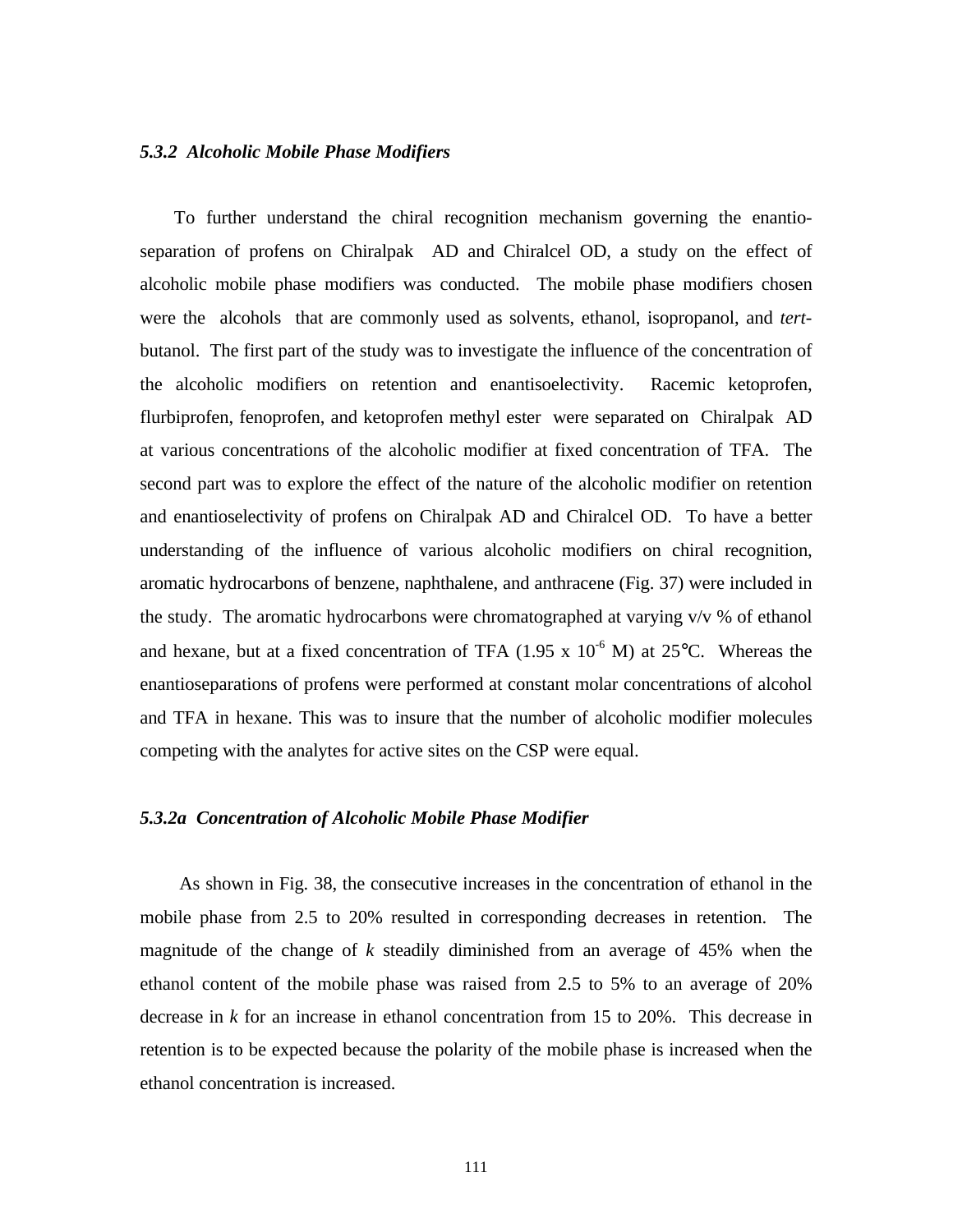### *5.3.2 Alcoholic Mobile Phase Modifiers*

To further understand the chiral recognition mechanism governing the enantio-separation of profens on Chiralpak AD and Chiralcel OD, a study on the effect of alcoholic mobile phase modifiers was conducted. The mobile phase modifiers chosen were the alcohols that are commonly used as solvents, ethanol, isopropanol, and *tert*-butanol. The first part of the study was to investigate the influence of the concentration of the alcoholic modifiers on retention and enantisoelectivity. Racemic ketoprofen, flurbiprofen, fenoprofen, and ketoprofen methyl ester were separated on Chiralpak AD at various concentrations of the alcoholic modifier at fixed concentration of TFA. The second part was to explore the effect of the nature of the alcoholic modifier on retention and enantioselectivity of profens on Chiralpak AD and Chiralcel OD. To have a better understanding of the influence of various alcoholic modifiers on chiral recognition, aromatic hydrocarbons of benzene, naphthalene, and anthracene (Fig. 37) were included in the study. The aromatic hydrocarbons were chromatographed at varying v/v % of ethanol and hexane, but at a fixed concentration of TFA ($1.95 \times 10^{-6}$ M) at 25°C. Whereas the enantioseparations of profens were performed at constant molar concentrations of alcohol and TFA in hexane. This was to insure that the number of alcoholic modifier molecules competing with the analytes for active sites on the CSP were equal.

### *5.3.2a Concentration of Alcoholic Mobile Phase Modifier*

As shown in Fig. 38, the consecutive increases in the concentration of ethanol in the mobile phase from 2.5 to 20% resulted in corresponding decreases in retention. The magnitude of the change of *k* steadily diminished from an average of 45% when the ethanol content of the mobile phase was raised from 2.5 to 5% to an average of 20% decrease in *k* for an increase in ethanol concentration from 15 to 20%. This decrease in retention is to be expected because the polarity of the mobile phase is increased when the ethanol concentration is increased.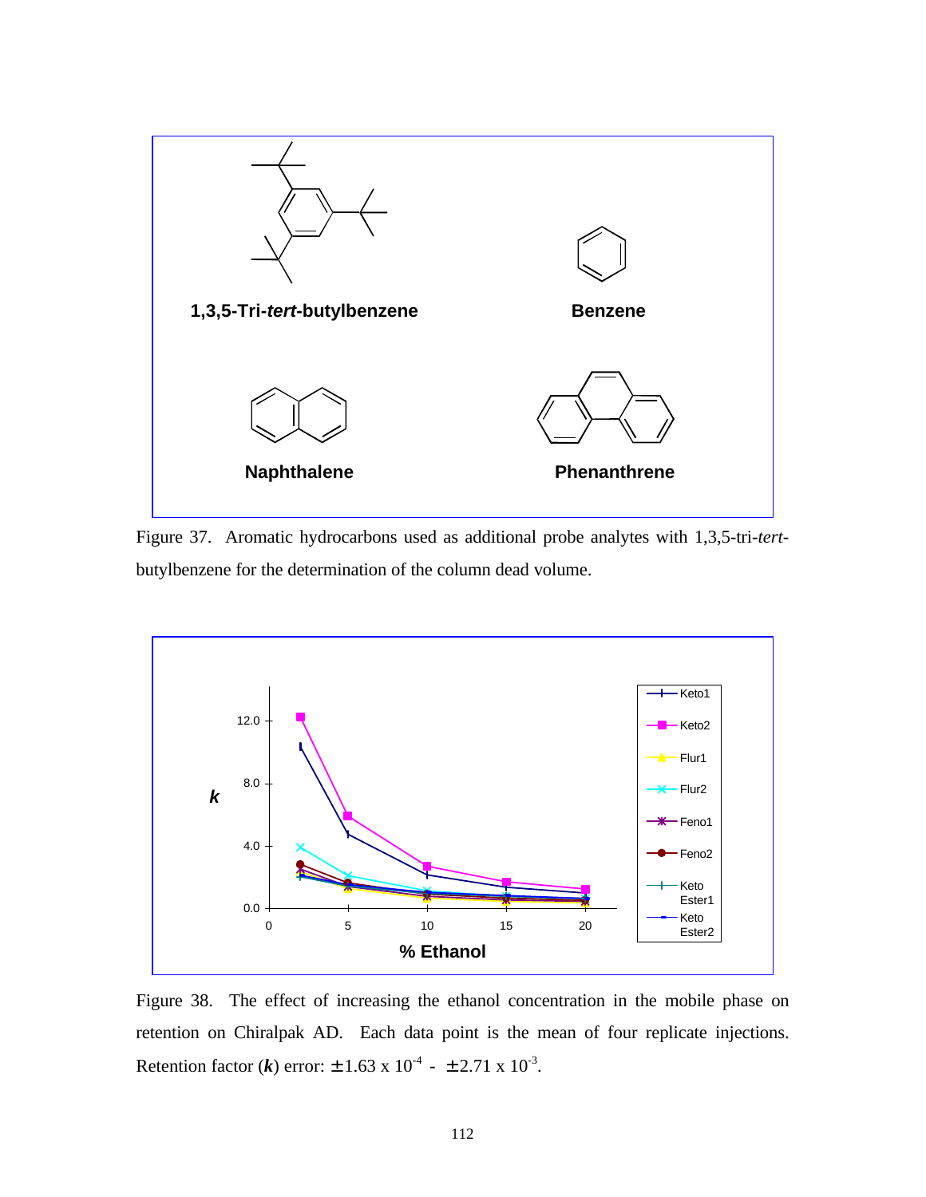Figure 37. Aromatic hydrocarbons used as additional probe analytes with 1,3,5-tri-*tert*-butylbenzene for the determination of the column dead volume.

Figure 38. The effect of increasing the ethanol concentration in the mobile phase on retention on Chiralpak AD. Each data point is the mean of four replicate injections. Retention factor (***k***) error: $\pm 1.63 \times 10^{-4}$ - $\pm 2.71 \times 10^{-3}$.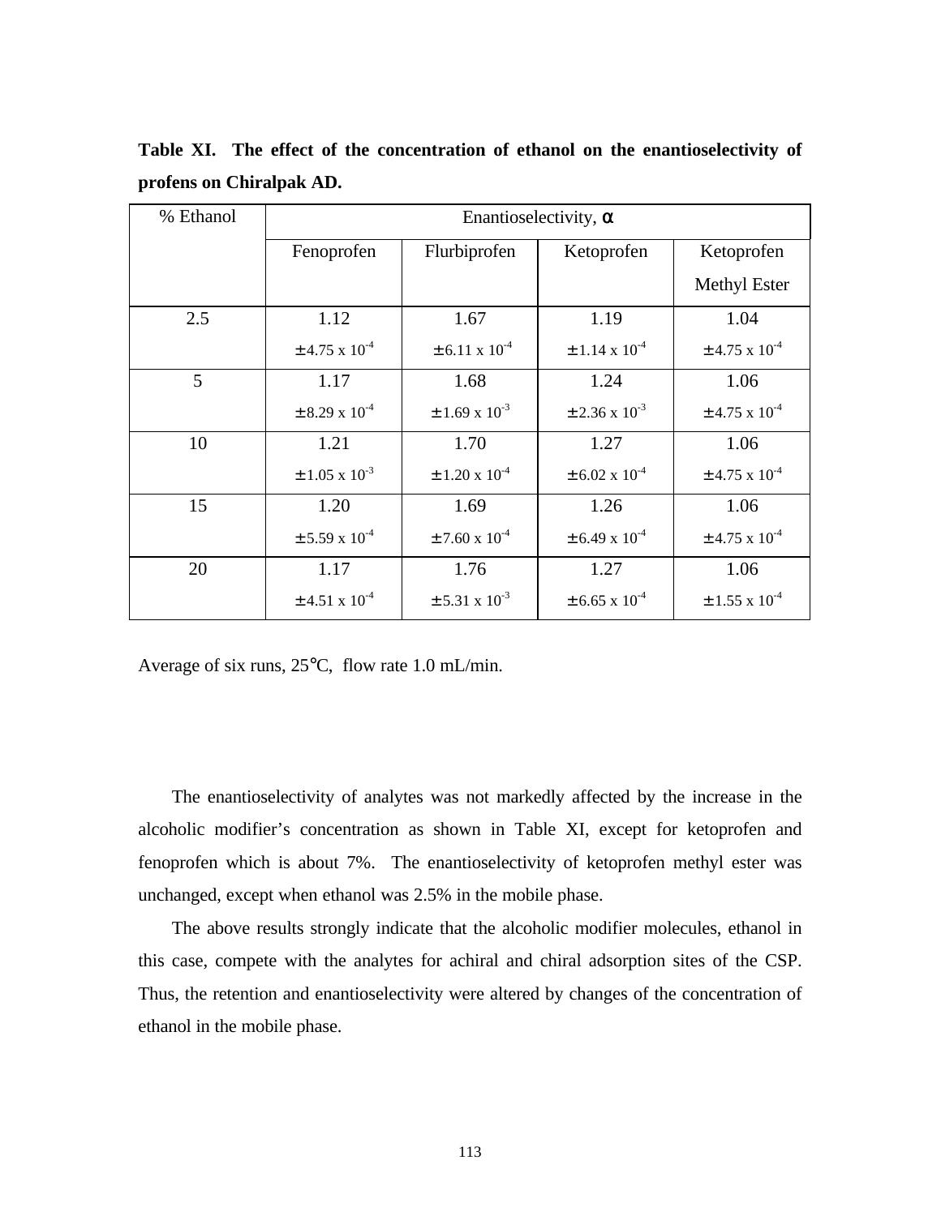**Table XI. The effect of the concentration of ethanol on the enantioselectivity of profens on Chiralpak AD.**

| % Ethanol | Enantioselectivity, α | | | |
|---|---|---|---|---|
| | Fenoprofen | Flurbiprofen | Ketoprofen | Ketoprofen Methyl Ester |
| 2.5 | 1.12 $\pm 4.75 \times 10^{-4}$ | 1.67 $\pm 6.11 \times 10^{-4}$ | 1.19 $\pm 1.14 \times 10^{-4}$ | 1.04 $\pm 4.75 \times 10^{-4}$ |
| 5 | 1.17 $\pm 8.29 \times 10^{-4}$ | 1.68 $\pm 1.69 \times 10^{-3}$ | 1.24 $\pm 2.36 \times 10^{-3}$ | 1.06 $\pm 4.75 \times 10^{-4}$ |
| 10 | 1.21 $\pm 1.05 \times 10^{-3}$ | 1.70 $\pm 1.20 \times 10^{-4}$ | 1.27 $\pm 6.02 \times 10^{-4}$ | 1.06 $\pm 4.75 \times 10^{-4}$ |
| 15 | 1.20 $\pm 5.59 \times 10^{-4}$ | 1.69 $\pm 7.60 \times 10^{-4}$ | 1.26 $\pm 6.49 \times 10^{-4}$ | 1.06 $\pm 4.75 \times 10^{-4}$ |
| 20 | 1.17 $\pm 4.51 \times 10^{-4}$ | 1.76 $\pm 5.31 \times 10^{-3}$ | 1.27 $\pm 6.65 \times 10^{-4}$ | 1.06 $\pm 1.55 \times 10^{-4}$ |

Average of six runs, 25°C, flow rate 1.0 mL/min.

The enantioselectivity of analytes was not markedly affected by the increase in the alcoholic modifier's concentration as shown in Table XI, except for ketoprofen and fenoprofen which is about 7%. The enantioselectivity of ketoprofen methyl ester was unchanged, except when ethanol was 2.5% in the mobile phase.

The above results strongly indicate that the alcoholic modifier molecules, ethanol in this case, compete with the analytes for achiral and chiral adsorption sites of the CSP. Thus, the retention and enantioselectivity were altered by changes of the concentration of ethanol in the mobile phase.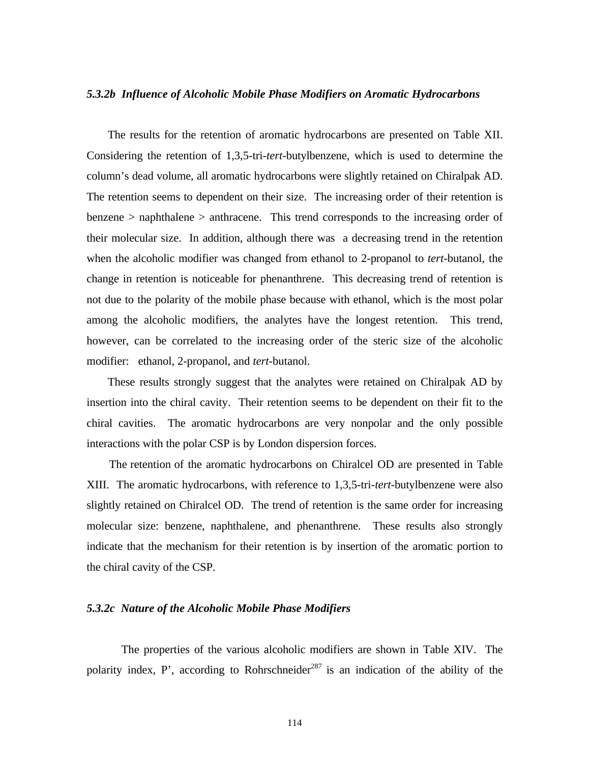### *5.3.2b Influence of Alcoholic Mobile Phase Modifiers on Aromatic Hydrocarbons*

The results for the retention of aromatic hydrocarbons are presented on Table XII. Considering the retention of 1,3,5-tri-*tert*-butylbenzene, which is used to determine the column's dead volume, all aromatic hydrocarbons were slightly retained on Chiralpak AD. The retention seems to dependent on their size. The increasing order of their retention is benzene > naphthalene > anthracene. This trend corresponds to the increasing order of their molecular size. In addition, although there was a decreasing trend in the retention when the alcoholic modifier was changed from ethanol to 2-propanol to *tert*-butanol, the change in retention is noticeable for phenanthrene. This decreasing trend of retention is not due to the polarity of the mobile phase because with ethanol, which is the most polar among the alcoholic modifiers, the analytes have the longest retention. This trend, however, can be correlated to the increasing order of the steric size of the alcoholic modifier: ethanol, 2-propanol, and *tert*-butanol.

These results strongly suggest that the analytes were retained on Chiralpak AD by insertion into the chiral cavity. Their retention seems to be dependent on their fit to the chiral cavities. The aromatic hydrocarbons are very nonpolar and the only possible interactions with the polar CSP is by London dispersion forces.

The retention of the aromatic hydrocarbons on Chiralcel OD are presented in Table XIII. The aromatic hydrocarbons, with reference to 1,3,5-tri-*tert*-butylbenzene were also slightly retained on Chiralcel OD. The trend of retention is the same order for increasing molecular size: benzene, naphthalene, and phenanthrene. These results also strongly indicate that the mechanism for their retention is by insertion of the aromatic portion to the chiral cavity of the CSP.

### *5.3.2c Nature of the Alcoholic Mobile Phase Modifiers*

The properties of the various alcoholic modifiers are shown in Table XIV. The polarity index, P', according to Rohrschneider[287] is an indication of the ability of the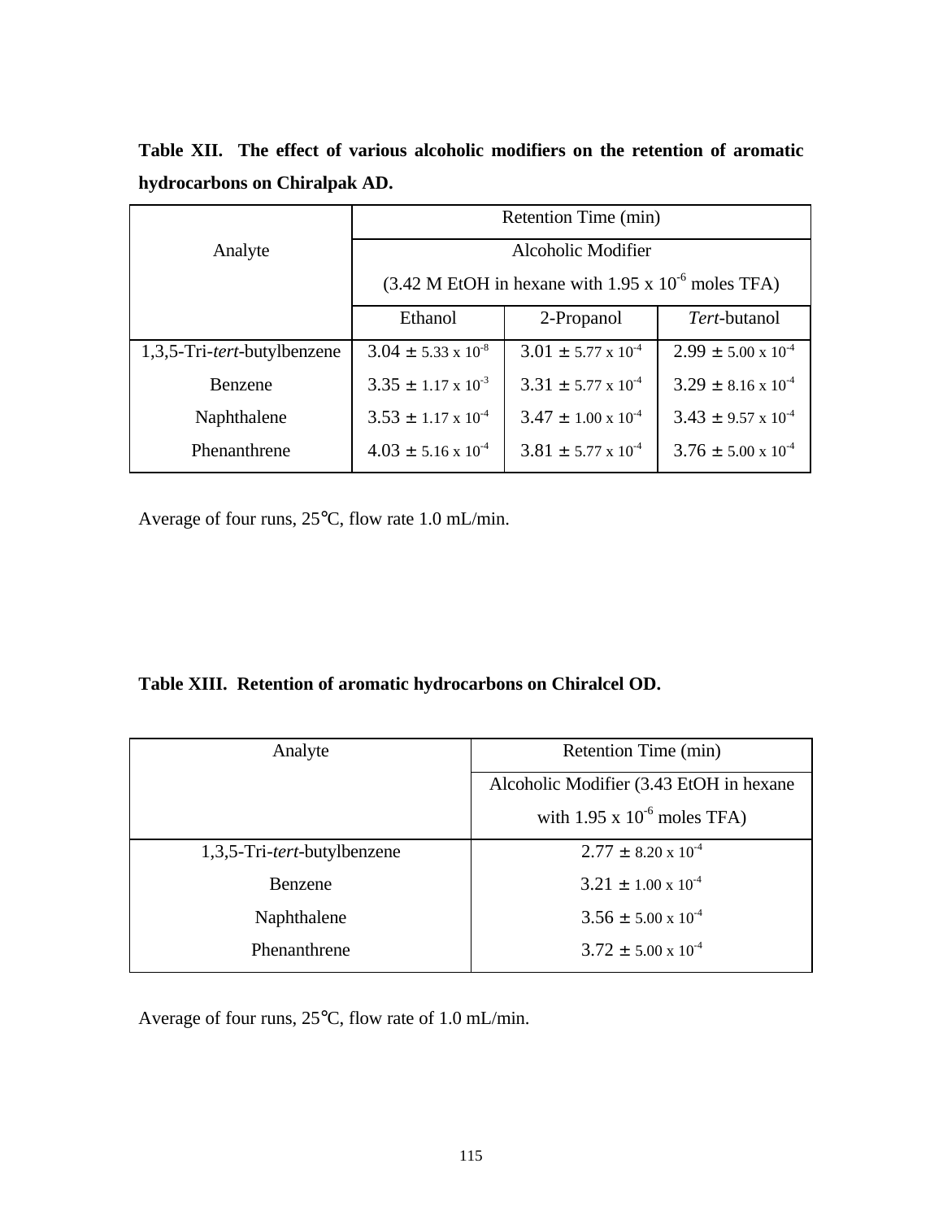**Table XII. The effect of various alcoholic modifiers on the retention of aromatic hydrocarbons on Chiralpak AD.**

| Analyte | Retention Time (min) | | |
|---|---|---|---|
| | Alcoholic Modifier (3.42 M EtOH in hexane with $1.95 \times 10^{-6}$ moles TFA) | | |
| | Ethanol | 2-Propanol | *Tert*-butanol |
| 1,3,5-Tri-*tert*-butylbenzene | $3.04 \pm 5.33 \times 10^{-8}$ | $3.01 \pm 5.77 \times 10^{-4}$ | $2.99 \pm 5.00 \times 10^{-4}$ |
| Benzene | $3.35 \pm 1.17 \times 10^{-3}$ | $3.31 \pm 5.77 \times 10^{-4}$ | $3.29 \pm 8.16 \times 10^{-4}$ |
| Naphthalene | $3.53 \pm 1.17 \times 10^{-4}$ | $3.47 \pm 1.00 \times 10^{-4}$ | $3.43 \pm 9.57 \times 10^{-4}$ |
| Phenanthrene | $4.03 \pm 5.16 \times 10^{-4}$ | $3.81 \pm 5.77 \times 10^{-4}$ | $3.76 \pm 5.00 \times 10^{-4}$ |

Average of four runs, 25°C, flow rate 1.0 mL/min.

**Table XIII. Retention of aromatic hydrocarbons on Chiralcel OD.**

| Analyte | Retention Time (min) |
|---|---|
| | Alcoholic Modifier (3.43 EtOH in hexane with $1.95 \times 10^{-6}$ moles TFA) |
| 1,3,5-Tri-*tert*-butylbenzene | $2.77 \pm 8.20 \times 10^{-4}$ |
| Benzene | $3.21 \pm 1.00 \times 10^{-4}$ |
| Naphthalene | $3.56 \pm 5.00 \times 10^{-4}$ |
| Phenanthrene | $3.72 \pm 5.00 \times 10^{-4}$ |

Average of four runs, 25°C, flow rate of 1.0 mL/min.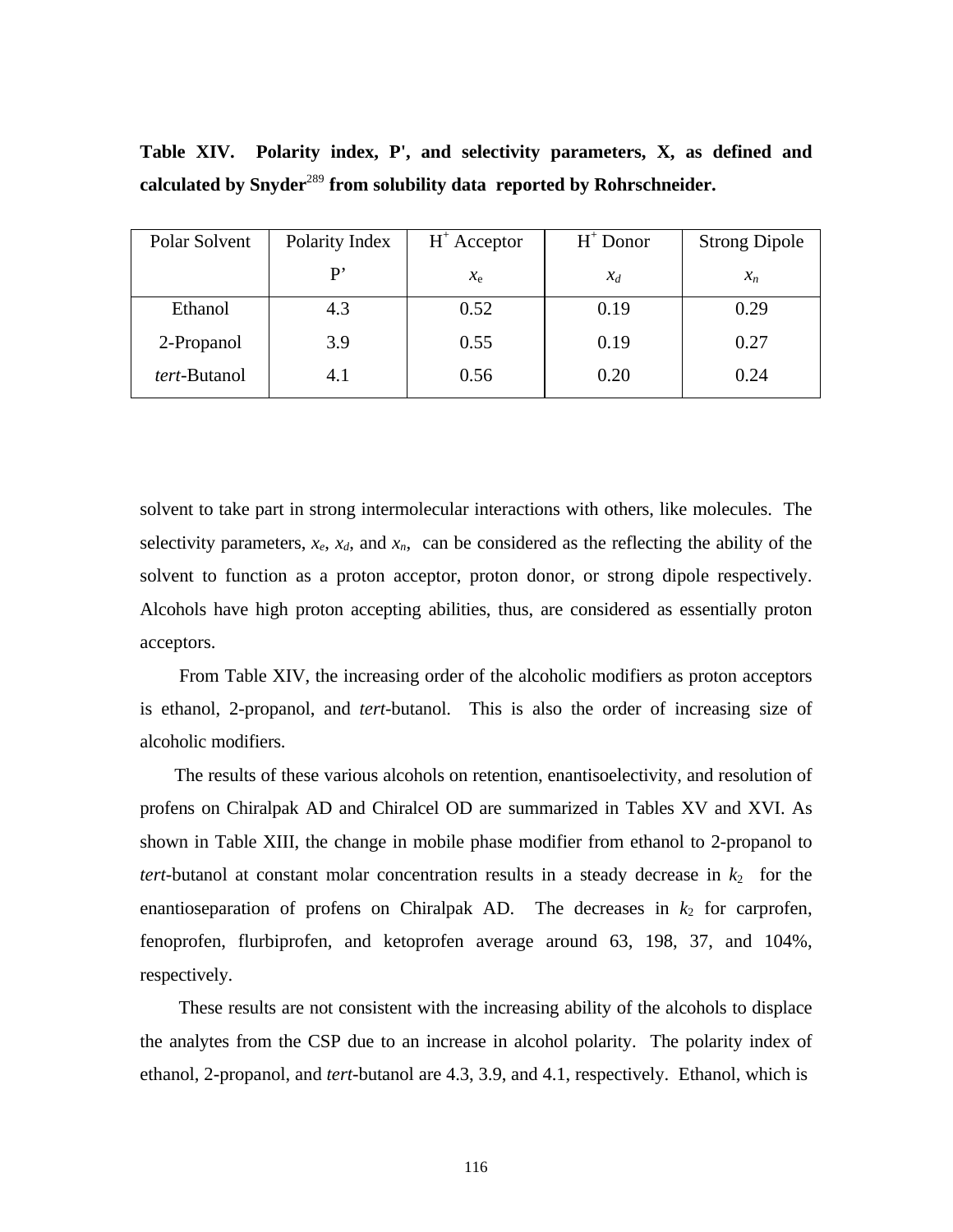**Table XIV. Polarity index, P', and selectivity parameters, X, as defined and calculated by Snyder[289] from solubility data reported by Rohrschneider.**

| Polar Solvent | Polarity Index P' | $H^+$ Acceptor $x_e$ | $H^+$ Donor $x_d$ | Strong Dipole $x_n$ |
|---|---|---|---|---|
| Ethanol | 4.3 | 0.52 | 0.19 | 0.29 |
| 2-Propanol | 3.9 | 0.55 | 0.19 | 0.27 |
| *tert*-Butanol | 4.1 | 0.56 | 0.20 | 0.24 |

solvent to take part in strong intermolecular interactions with others, like molecules. The selectivity parameters, $x_e$, $x_d$, and $x_n$, can be considered as the reflecting the ability of the solvent to function as a proton acceptor, proton donor, or strong dipole respectively. Alcohols have high proton accepting abilities, thus, are considered as essentially proton acceptors.

From Table XIV, the increasing order of the alcoholic modifiers as proton acceptors is ethanol, 2-propanol, and *tert*-butanol. This is also the order of increasing size of alcoholic modifiers.

The results of these various alcohols on retention, enantisoelectivity, and resolution of profens on Chiralpak AD and Chiralcel OD are summarized in Tables XV and XVI. As shown in Table XIII, the change in mobile phase modifier from ethanol to 2-propanol to *tert*-butanol at constant molar concentration results in a steady decrease in $k_2$ for the enantioseparation of profens on Chiralpak AD. The decreases in $k_2$ for carprofen, fenoprofen, flurbiprofen, and ketoprofen average around 63, 198, 37, and 104%, respectively.

These results are not consistent with the increasing ability of the alcohols to displace the analytes from the CSP due to an increase in alcohol polarity. The polarity index of ethanol, 2-propanol, and *tert*-butanol are 4.3, 3.9, and 4.1, respectively. Ethanol, which is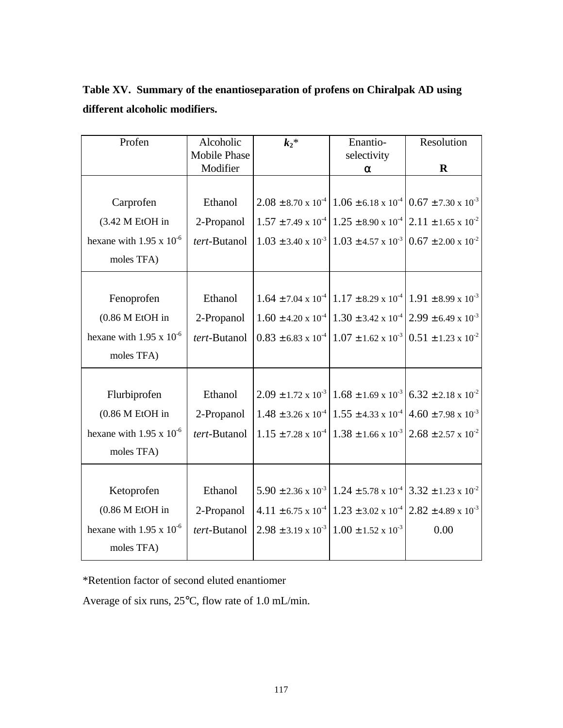**Table XV. Summary of the enantioseparation of profens on Chiralpak AD using different alcoholic modifiers.**

| Profen | Alcoholic Mobile Phase Modifier | $k_2$* | Enantio-selectivity $\alpha$ | Resolution **R** |
|---|---|---|---|---|
| Carprofen (3.42 M EtOH in hexane with $1.95 \times 10^{-6}$ moles TFA) | Ethanol | $2.08 \pm 8.70 \times 10^{-4}$ | $1.06 \pm 6.18 \times 10^{-4}$ | $0.67 \pm 7.30 \times 10^{-3}$ |
| | 2-Propanol | $1.57 \pm 7.49 \times 10^{-4}$ | $1.25 \pm 8.90 \times 10^{-4}$ | $2.11 \pm 1.65 \times 10^{-2}$ |
| | *tert*-Butanol | $1.03 \pm 3.40 \times 10^{-3}$ | $1.03 \pm 4.57 \times 10^{-3}$ | $0.67 \pm 2.00 \times 10^{-2}$ |
| Fenoprofen (0.86 M EtOH in hexane with $1.95 \times 10^{-6}$ moles TFA) | Ethanol | $1.64 \pm 7.04 \times 10^{-4}$ | $1.17 \pm 8.29 \times 10^{-4}$ | $1.91 \pm 8.99 \times 10^{-3}$ |
| | 2-Propanol | $1.60 \pm 4.20 \times 10^{-4}$ | $1.30 \pm 3.42 \times 10^{-4}$ | $2.99 \pm 6.49 \times 10^{-3}$ |
| | *tert*-Butanol | $0.83 \pm 6.83 \times 10^{-4}$ | $1.07 \pm 1.62 \times 10^{-3}$ | $0.51 \pm 1.23 \times 10^{-2}$ |
| Flurbiprofen (0.86 M EtOH in hexane with $1.95 \times 10^{-6}$ moles TFA) | Ethanol | $2.09 \pm 1.72 \times 10^{-3}$ | $1.68 \pm 1.69 \times 10^{-3}$ | $6.32 \pm 2.18 \times 10^{-2}$ |
| | 2-Propanol | $1.48 \pm 3.26 \times 10^{-4}$ | $1.55 \pm 4.33 \times 10^{-4}$ | $4.60 \pm 7.98 \times 10^{-3}$ |
| | *tert*-Butanol | $1.15 \pm 7.28 \times 10^{-4}$ | $1.38 \pm 1.66 \times 10^{-3}$ | $2.68 \pm 2.57 \times 10^{-2}$ |
| Ketoprofen (0.86 M EtOH in hexane with $1.95 \times 10^{-6}$ moles TFA) | Ethanol | $5.90 \pm 2.36 \times 10^{-3}$ | $1.24 \pm 5.78 \times 10^{-4}$ | $3.32 \pm 1.23 \times 10^{-2}$ |
| | 2-Propanol | $4.11 \pm 6.75 \times 10^{-4}$ | $1.23 \pm 3.02 \times 10^{-4}$ | $2.82 \pm 4.89 \times 10^{-3}$ |
| | *tert*-Butanol | $2.98 \pm 3.19 \times 10^{-3}$ | $1.00 \pm 1.52 \times 10^{-3}$ | 0.00 |

*Retention factor of second eluted enantiomer

Average of six runs, 25°C, flow rate of 1.0 mL/min.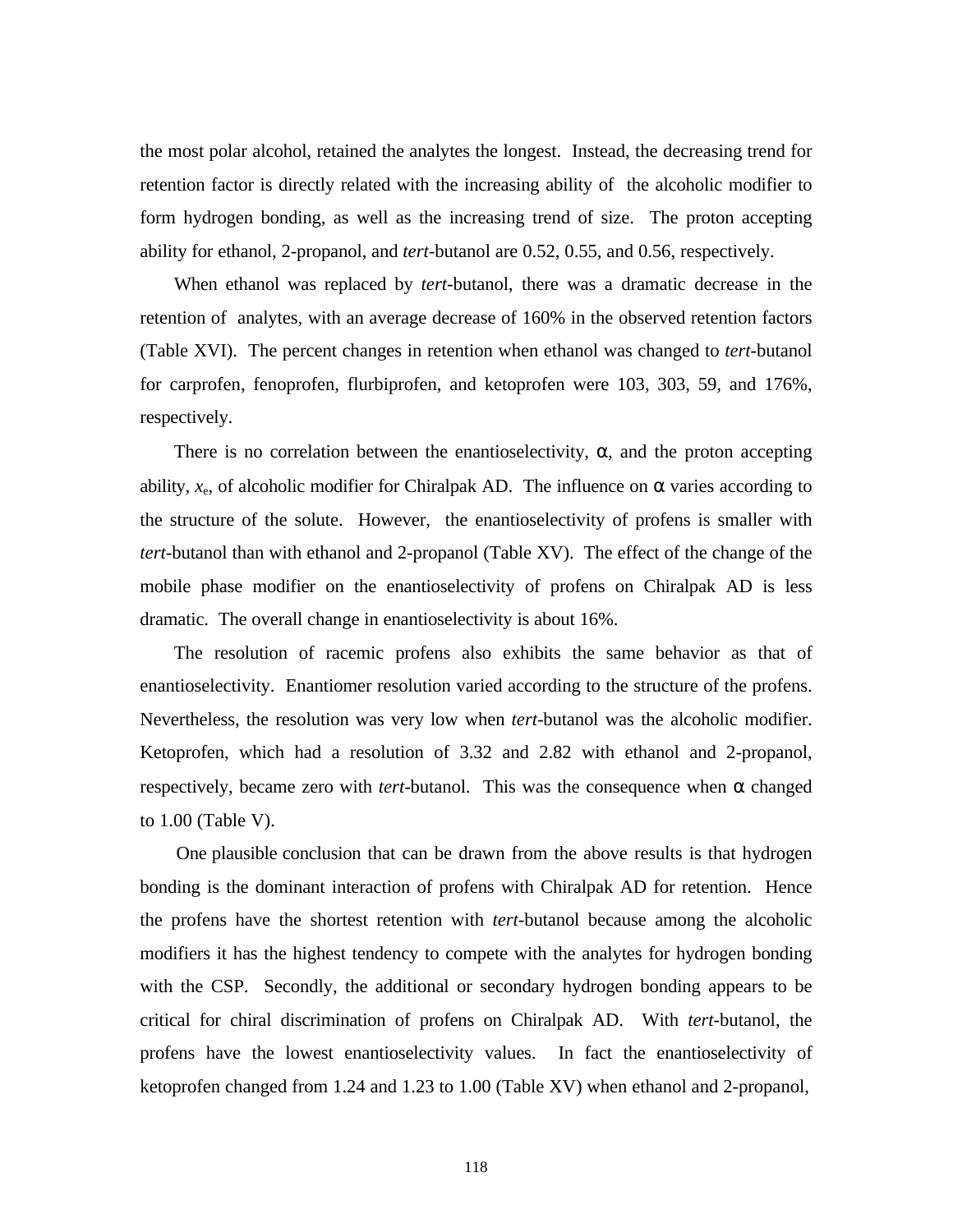the most polar alcohol, retained the analytes the longest. Instead, the decreasing trend for retention factor is directly related with the increasing ability of the alcoholic modifier to form hydrogen bonding, as well as the increasing trend of size. The proton accepting ability for ethanol, 2-propanol, and *tert*-butanol are 0.52, 0.55, and 0.56, respectively.

When ethanol was replaced by *tert*-butanol, there was a dramatic decrease in the retention of analytes, with an average decrease of 160% in the observed retention factors (Table XVI). The percent changes in retention when ethanol was changed to *tert*-butanol for carprofen, fenoprofen, flurbiprofen, and ketoprofen were 103, 303, 59, and 176%, respectively.

There is no correlation between the enantioselectivity, α, and the proton accepting ability, $x_e$, of alcoholic modifier for Chiralpak AD. The influence on α varies according to the structure of the solute. However, the enantioselectivity of profens is smaller with *tert*-butanol than with ethanol and 2-propanol (Table XV). The effect of the change of the mobile phase modifier on the enantioselectivity of profens on Chiralpak AD is less dramatic. The overall change in enantioselectivity is about 16%.

The resolution of racemic profens also exhibits the same behavior as that of enantioselectivity. Enantiomer resolution varied according to the structure of the profens. Nevertheless, the resolution was very low when *tert*-butanol was the alcoholic modifier. Ketoprofen, which had a resolution of 3.32 and 2.82 with ethanol and 2-propanol, respectively, became zero with *tert*-butanol. This was the consequence when α changed to 1.00 (Table V).

One plausible conclusion that can be drawn from the above results is that hydrogen bonding is the dominant interaction of profens with Chiralpak AD for retention. Hence the profens have the shortest retention with *tert*-butanol because among the alcoholic modifiers it has the highest tendency to compete with the analytes for hydrogen bonding with the CSP. Secondly, the additional or secondary hydrogen bonding appears to be critical for chiral discrimination of profens on Chiralpak AD. With *tert*-butanol, the profens have the lowest enantioselectivity values. In fact the enantioselectivity of ketoprofen changed from 1.24 and 1.23 to 1.00 (Table XV) when ethanol and 2-propanol,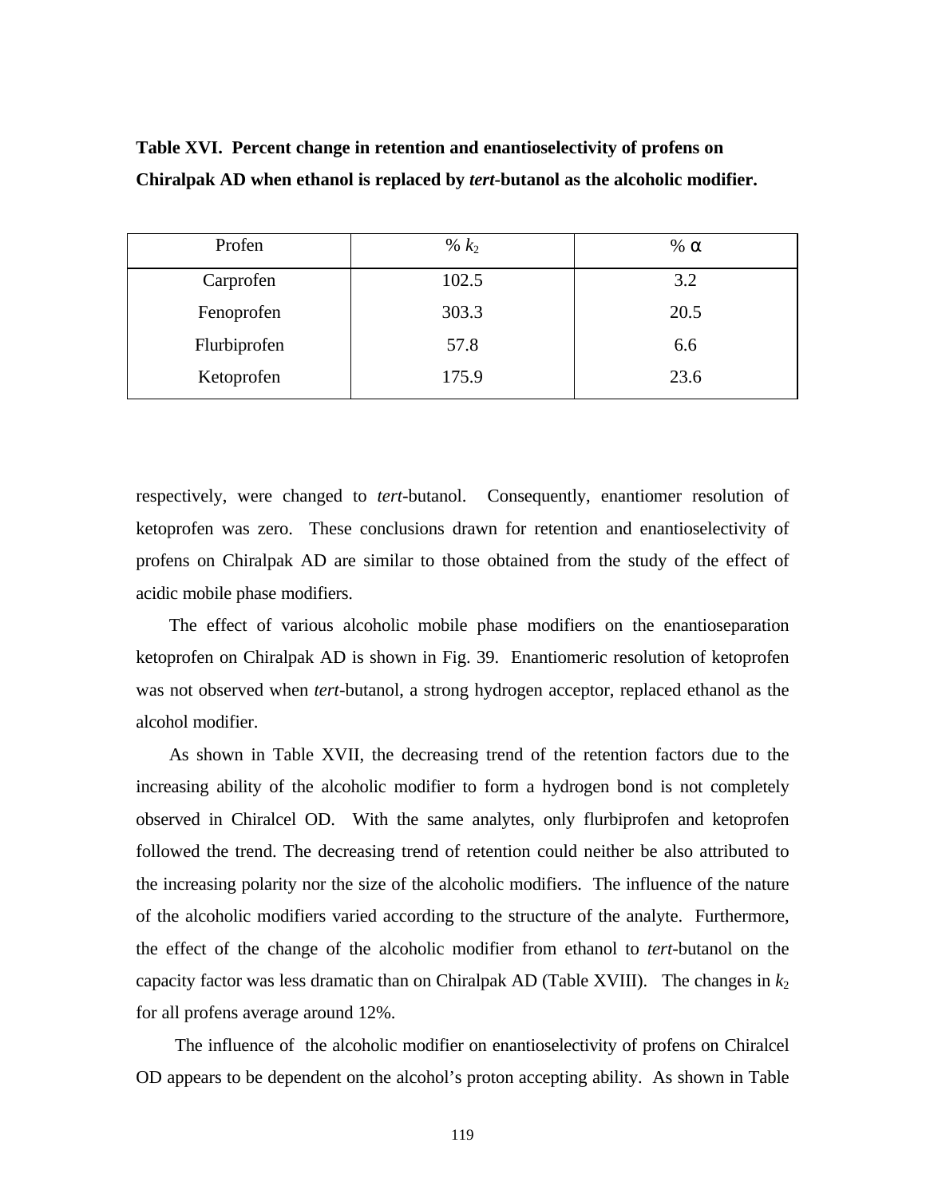**Table XVI. Percent change in retention and enantioselectivity of profens on Chiralpak AD when ethanol is replaced by *tert*-butanol as the alcoholic modifier.**

| Profen | % $k_2$ | % α |
|---|---|---|
| Carprofen | 102.5 | 3.2 |
| Fenoprofen | 303.3 | 20.5 |
| Flurbiprofen | 57.8 | 6.6 |
| Ketoprofen | 175.9 | 23.6 |

respectively, were changed to *tert*-butanol. Consequently, enantiomer resolution of ketoprofen was zero. These conclusions drawn for retention and enantioselectivity of profens on Chiralpak AD are similar to those obtained from the study of the effect of acidic mobile phase modifiers.

The effect of various alcoholic mobile phase modifiers on the enantioseparation ketoprofen on Chiralpak AD is shown in Fig. 39. Enantiomeric resolution of ketoprofen was not observed when *tert*-butanol, a strong hydrogen acceptor, replaced ethanol as the alcohol modifier.

As shown in Table XVII, the decreasing trend of the retention factors due to the increasing ability of the alcoholic modifier to form a hydrogen bond is not completely observed in Chiralcel OD. With the same analytes, only flurbiprofen and ketoprofen followed the trend. The decreasing trend of retention could neither be also attributed to the increasing polarity nor the size of the alcoholic modifiers. The influence of the nature of the alcoholic modifiers varied according to the structure of the analyte. Furthermore, the effect of the change of the alcoholic modifier from ethanol to *tert*-butanol on the capacity factor was less dramatic than on Chiralpak AD (Table XVIII). The changes in $k_2$ for all profens average around 12%.

The influence of the alcoholic modifier on enantioselectivity of profens on Chiralcel OD appears to be dependent on the alcohol's proton accepting ability. As shown in Table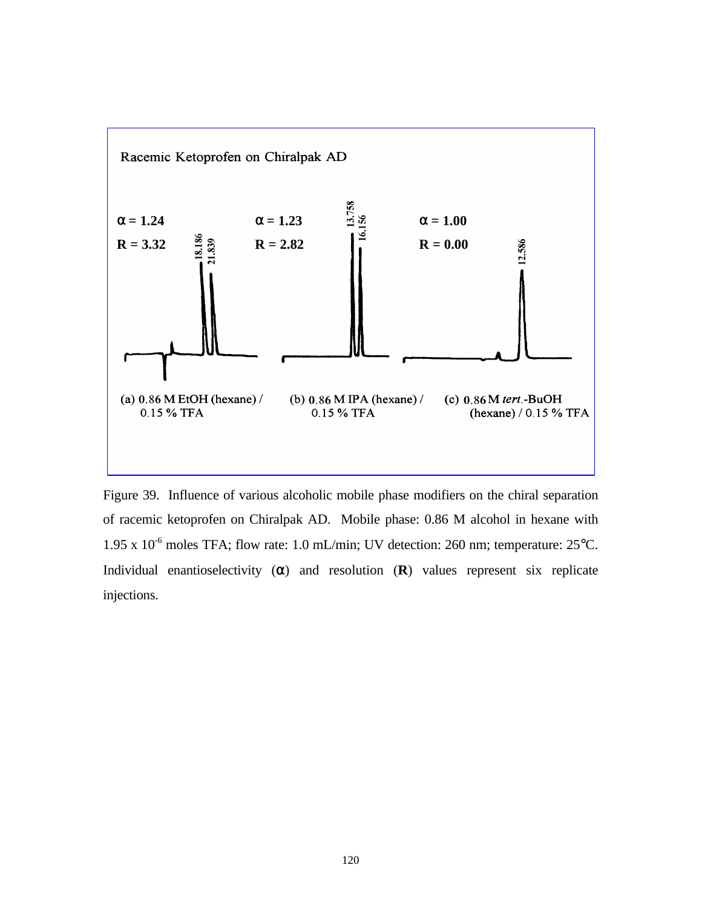Racemic Ketoprofen on Chiralpak AD

| | (a) | (b) | (c) |
|---|---|---|---|
| $\alpha$ | 1.24 | 1.23 | 1.00 |
| R | 3.32 | 2.82 | 0.00 |
| Peaks | 18.186, 21.839 | 13.758, 16.156 | 12.586 |

(a) 0.86 M EtOH (hexane) / 0.15 % TFA

(b) 0.86 M IPA (hexane) / 0.15 % TFA

(c) 0.86 M *tert*.-BuOH (hexane) / 0.15 % TFA

Figure 39. Influence of various alcoholic mobile phase modifiers on the chiral separation of racemic ketoprofen on Chiralpak AD. Mobile phase: 0.86 M alcohol in hexane with $1.95 \times 10^{-6}$ moles TFA; flow rate: 1.0 mL/min; UV detection: 260 nm; temperature: 25°C. Individual enantioselectivity ($\alpha$) and resolution (**R**) values represent six replicate injections.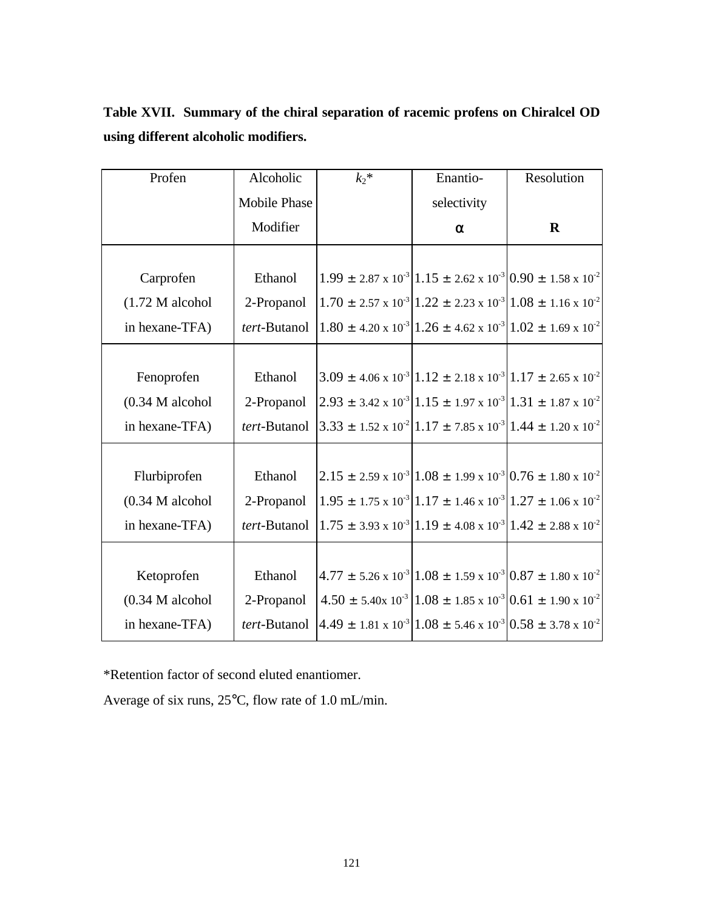**Table XVII. Summary of the chiral separation of racemic profens on Chiralcel OD using different alcoholic modifiers.**

| Profen | Alcoholic Mobile Phase Modifier | $k_2$* | Enantio-selectivity $\alpha$ | Resolution **R** |
|---|---|---|---|---|
| Carprofen (1.72 M alcohol in hexane-TFA) | Ethanol | $1.99 \pm 2.87 \times 10^{-3}$ | $1.15 \pm 2.62 \times 10^{-3}$ | $0.90 \pm 1.58 \times 10^{-2}$ |
| | 2-Propanol | $1.70 \pm 2.57 \times 10^{-3}$ | $1.22 \pm 2.23 \times 10^{-3}$ | $1.08 \pm 1.16 \times 10^{-2}$ |
| | *tert*-Butanol | $1.80 \pm 4.20 \times 10^{-3}$ | $1.26 \pm 4.62 \times 10^{-3}$ | $1.02 \pm 1.69 \times 10^{-2}$ |
| Fenoprofen (0.34 M alcohol in hexane-TFA) | Ethanol | $3.09 \pm 4.06 \times 10^{-3}$ | $1.12 \pm 2.18 \times 10^{-3}$ | $1.17 \pm 2.65 \times 10^{-2}$ |
| | 2-Propanol | $2.93 \pm 3.42 \times 10^{-3}$ | $1.15 \pm 1.97 \times 10^{-3}$ | $1.31 \pm 1.87 \times 10^{-2}$ |
| | *tert*-Butanol | $3.33 \pm 1.52 \times 10^{-2}$ | $1.17 \pm 7.85 \times 10^{-3}$ | $1.44 \pm 1.20 \times 10^{-2}$ |
| Flurbiprofen (0.34 M alcohol in hexane-TFA) | Ethanol | $2.15 \pm 2.59 \times 10^{-3}$ | $1.08 \pm 1.99 \times 10^{-3}$ | $0.76 \pm 1.80 \times 10^{-2}$ |
| | 2-Propanol | $1.95 \pm 1.75 \times 10^{-3}$ | $1.17 \pm 1.46 \times 10^{-3}$ | $1.27 \pm 1.06 \times 10^{-2}$ |
| | *tert*-Butanol | $1.75 \pm 3.93 \times 10^{-3}$ | $1.19 \pm 4.08 \times 10^{-3}$ | $1.42 \pm 2.88 \times 10^{-2}$ |
| Ketoprofen (0.34 M alcohol in hexane-TFA) | Ethanol | $4.77 \pm 5.26 \times 10^{-3}$ | $1.08 \pm 1.59 \times 10^{-3}$ | $0.87 \pm 1.80 \times 10^{-2}$ |
| | 2-Propanol | $4.50 \pm 5.40 \times 10^{-3}$ | $1.08 \pm 1.85 \times 10^{-3}$ | $0.61 \pm 1.90 \times 10^{-2}$ |
| | *tert*-Butanol | $4.49 \pm 1.81 \times 10^{-3}$ | $1.08 \pm 5.46 \times 10^{-3}$ | $0.58 \pm 3.78 \times 10^{-2}$ |

*Retention factor of second eluted enantiomer.

Average of six runs, 25°C, flow rate of 1.0 mL/min.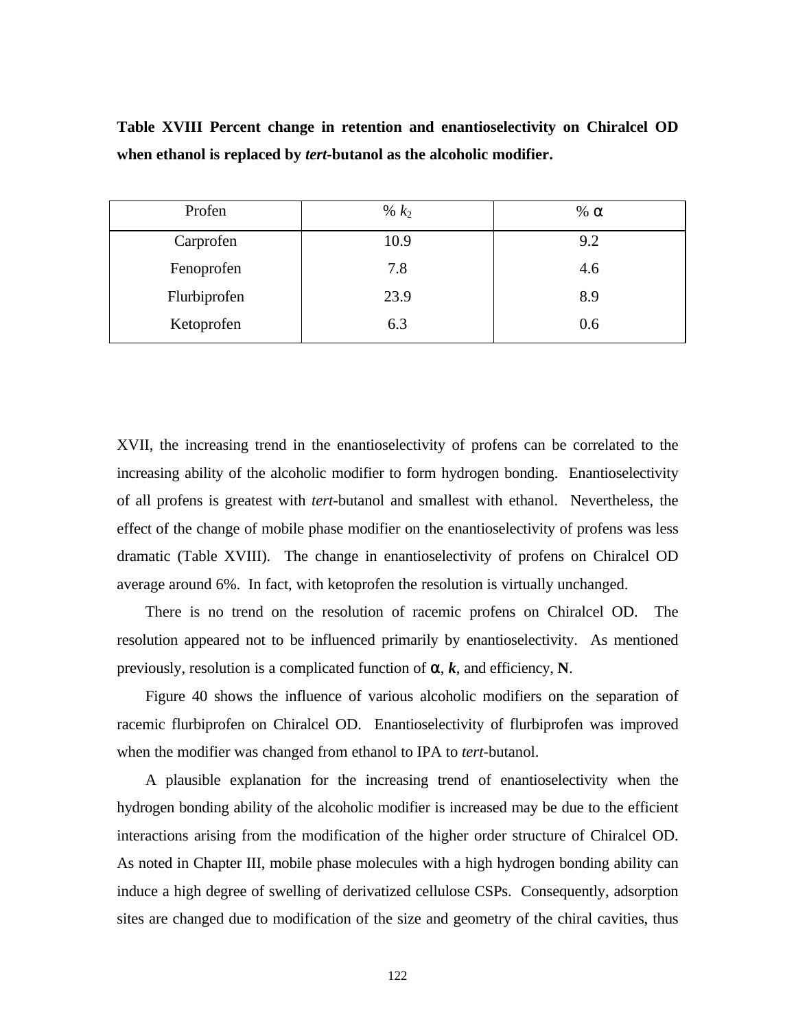**Table XVIII Percent change in retention and enantioselectivity on Chiralcel OD when ethanol is replaced by *tert*-butanol as the alcoholic modifier.**

| Profen | % $k_2$ | % α |
|---|---|---|
| Carprofen | 10.9 | 9.2 |
| Fenoprofen | 7.8 | 4.6 |
| Flurbiprofen | 23.9 | 8.9 |
| Ketoprofen | 6.3 | 0.6 |

XVII, the increasing trend in the enantioselectivity of profens can be correlated to the increasing ability of the alcoholic modifier to form hydrogen bonding. Enantioselectivity of all profens is greatest with *tert*-butanol and smallest with ethanol. Nevertheless, the effect of the change of mobile phase modifier on the enantioselectivity of profens was less dramatic (Table XVIII). The change in enantioselectivity of profens on Chiralcel OD average around 6%. In fact, with ketoprofen the resolution is virtually unchanged.

There is no trend on the resolution of racemic profens on Chiralcel OD. The resolution appeared not to be influenced primarily by enantioselectivity. As mentioned previously, resolution is a complicated function of α, ***k***, and efficiency, **N**.

Figure 40 shows the influence of various alcoholic modifiers on the separation of racemic flurbiprofen on Chiralcel OD. Enantioselectivity of flurbiprofen was improved when the modifier was changed from ethanol to IPA to *tert*-butanol.

A plausible explanation for the increasing trend of enantioselectivity when the hydrogen bonding ability of the alcoholic modifier is increased may be due to the efficient interactions arising from the modification of the higher order structure of Chiralcel OD. As noted in Chapter III, mobile phase molecules with a high hydrogen bonding ability can induce a high degree of swelling of derivatized cellulose CSPs. Consequently, adsorption sites are changed due to modification of the size and geometry of the chiral cavities, thus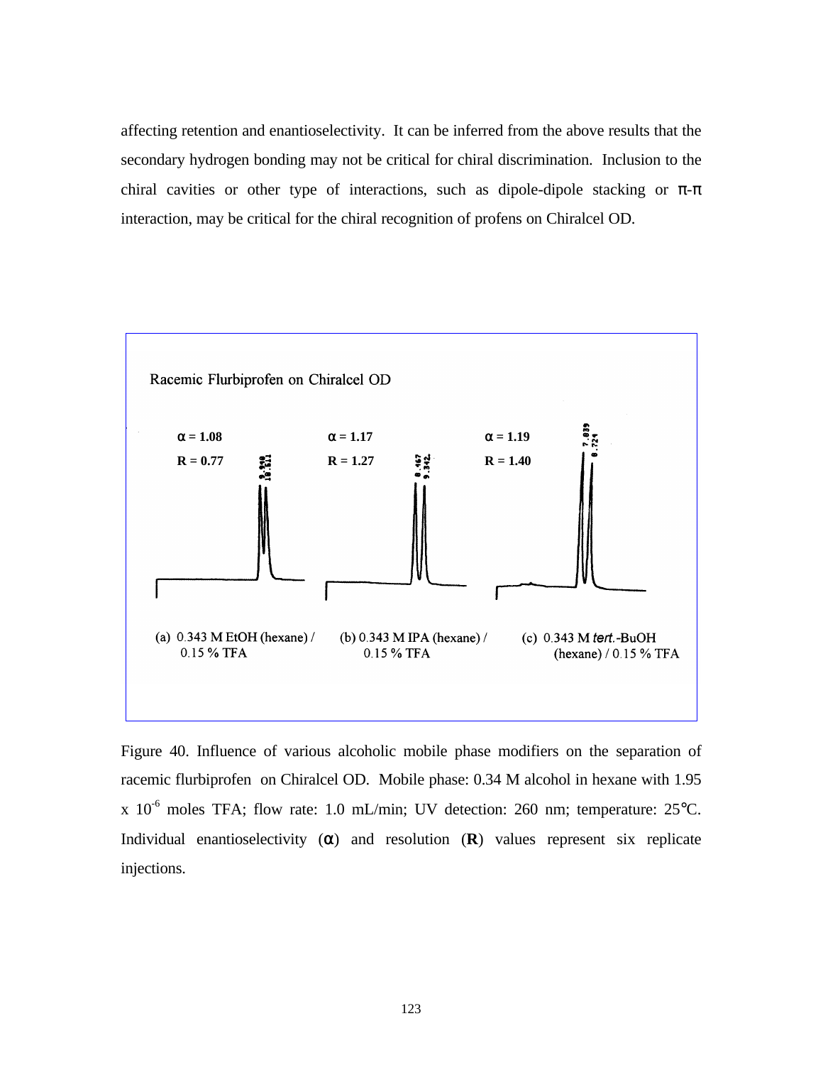affecting retention and enantioselectivity. It can be inferred from the above results that the secondary hydrogen bonding may not be critical for chiral discrimination. Inclusion to the chiral cavities or other type of interactions, such as dipole-dipole stacking or π-π interaction, may be critical for the chiral recognition of profens on Chiralcel OD.

Racemic Flurbiprofen on Chiralcel OD

| | (a) 0.343 M EtOH (hexane) / 0.15 % TFA | (b) 0.343 M IPA (hexane) / 0.15 % TFA | (c) 0.343 M *tert.*-BuOH (hexane) / 0.15 % TFA |
|---|---|---|---|
| α | 1.08 | 1.17 | 1.19 |
| R | 0.77 | 1.27 | 1.40 |
| Peak retention times | 9.940, 10.511 | 8.467, 9.342 | 7.839, 8.724 |

Figure 40. Influence of various alcoholic mobile phase modifiers on the separation of racemic flurbiprofen on Chiralcel OD. Mobile phase: 0.34 M alcohol in hexane with 1.95 x $10^{-6}$ moles TFA; flow rate: 1.0 mL/min; UV detection: 260 nm; temperature: 25°C. Individual enantioselectivity (α) and resolution (**R**) values represent six replicate injections.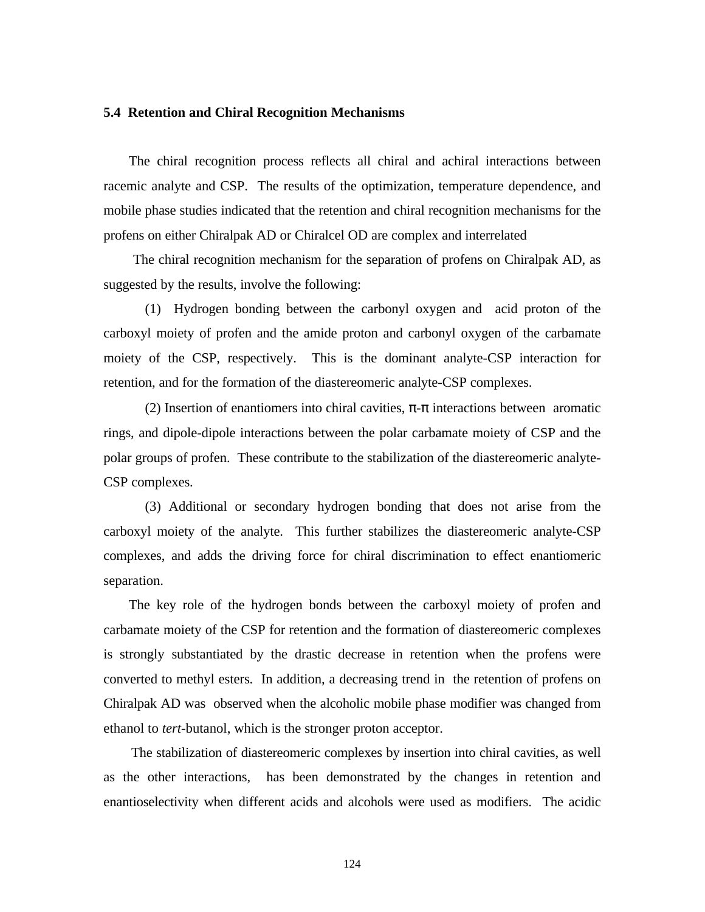### 5.4 Retention and Chiral Recognition Mechanisms

The chiral recognition process reflects all chiral and achiral interactions between racemic analyte and CSP. The results of the optimization, temperature dependence, and mobile phase studies indicated that the retention and chiral recognition mechanisms for the profens on either Chiralpak AD or Chiralcel OD are complex and interrelated

The chiral recognition mechanism for the separation of profens on Chiralpak AD, as suggested by the results, involve the following:

(1) Hydrogen bonding between the carbonyl oxygen and acid proton of the carboxyl moiety of profen and the amide proton and carbonyl oxygen of the carbamate moiety of the CSP, respectively. This is the dominant analyte-CSP interaction for retention, and for the formation of the diastereomeric analyte-CSP complexes.

(2) Insertion of enantiomers into chiral cavities, π-π interactions between aromatic rings, and dipole-dipole interactions between the polar carbamate moiety of CSP and the polar groups of profen. These contribute to the stabilization of the diastereomeric analyte-CSP complexes.

(3) Additional or secondary hydrogen bonding that does not arise from the carboxyl moiety of the analyte. This further stabilizes the diastereomeric analyte-CSP complexes, and adds the driving force for chiral discrimination to effect enantiomeric separation.

The key role of the hydrogen bonds between the carboxyl moiety of profen and carbamate moiety of the CSP for retention and the formation of diastereomeric complexes is strongly substantiated by the drastic decrease in retention when the profens were converted to methyl esters. In addition, a decreasing trend in the retention of profens on Chiralpak AD was observed when the alcoholic mobile phase modifier was changed from ethanol to *tert*-butanol, which is the stronger proton acceptor.

The stabilization of diastereomeric complexes by insertion into chiral cavities, as well as the other interactions, has been demonstrated by the changes in retention and enantioselectivity when different acids and alcohols were used as modifiers. The acidic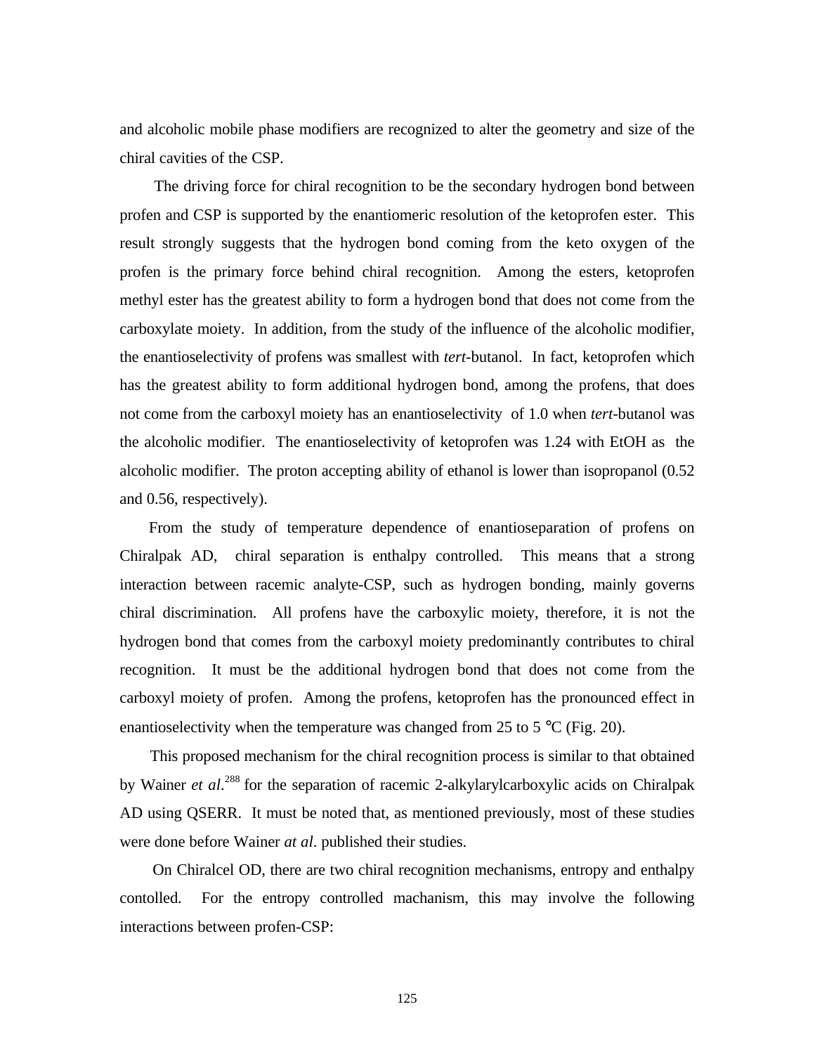and alcoholic mobile phase modifiers are recognized to alter the geometry and size of the chiral cavities of the CSP.

The driving force for chiral recognition to be the secondary hydrogen bond between profen and CSP is supported by the enantiomeric resolution of the ketoprofen ester. This result strongly suggests that the hydrogen bond coming from the keto oxygen of the profen is the primary force behind chiral recognition. Among the esters, ketoprofen methyl ester has the greatest ability to form a hydrogen bond that does not come from the carboxylate moiety. In addition, from the study of the influence of the alcoholic modifier, the enantioselectivity of profens was smallest with *tert*-butanol. In fact, ketoprofen which has the greatest ability to form additional hydrogen bond, among the profens, that does not come from the carboxyl moiety has an enantioselectivity of 1.0 when *tert*-butanol was the alcoholic modifier. The enantioselectivity of ketoprofen was 1.24 with EtOH as the alcoholic modifier. The proton accepting ability of ethanol is lower than isopropanol (0.52 and 0.56, respectively).

From the study of temperature dependence of enantioseparation of profens on Chiralpak AD, chiral separation is enthalpy controlled. This means that a strong interaction between racemic analyte-CSP, such as hydrogen bonding, mainly governs chiral discrimination. All profens have the carboxylic moiety, therefore, it is not the hydrogen bond that comes from the carboxyl moiety predominantly contributes to chiral recognition. It must be the additional hydrogen bond that does not come from the carboxyl moiety of profen. Among the profens, ketoprofen has the pronounced effect in enantioselectivity when the temperature was changed from 25 to 5 °C (Fig. 20).

This proposed mechanism for the chiral recognition process is similar to that obtained by Wainer *et al*.[288] for the separation of racemic 2-alkylarylcarboxylic acids on Chiralpak AD using QSERR. It must be noted that, as mentioned previously, most of these studies were done before Wainer *at al*. published their studies.

On Chiralcel OD, there are two chiral recognition mechanisms, entropy and enthalpy contolled. For the entropy controlled machanism, this may involve the following interactions between profen-CSP: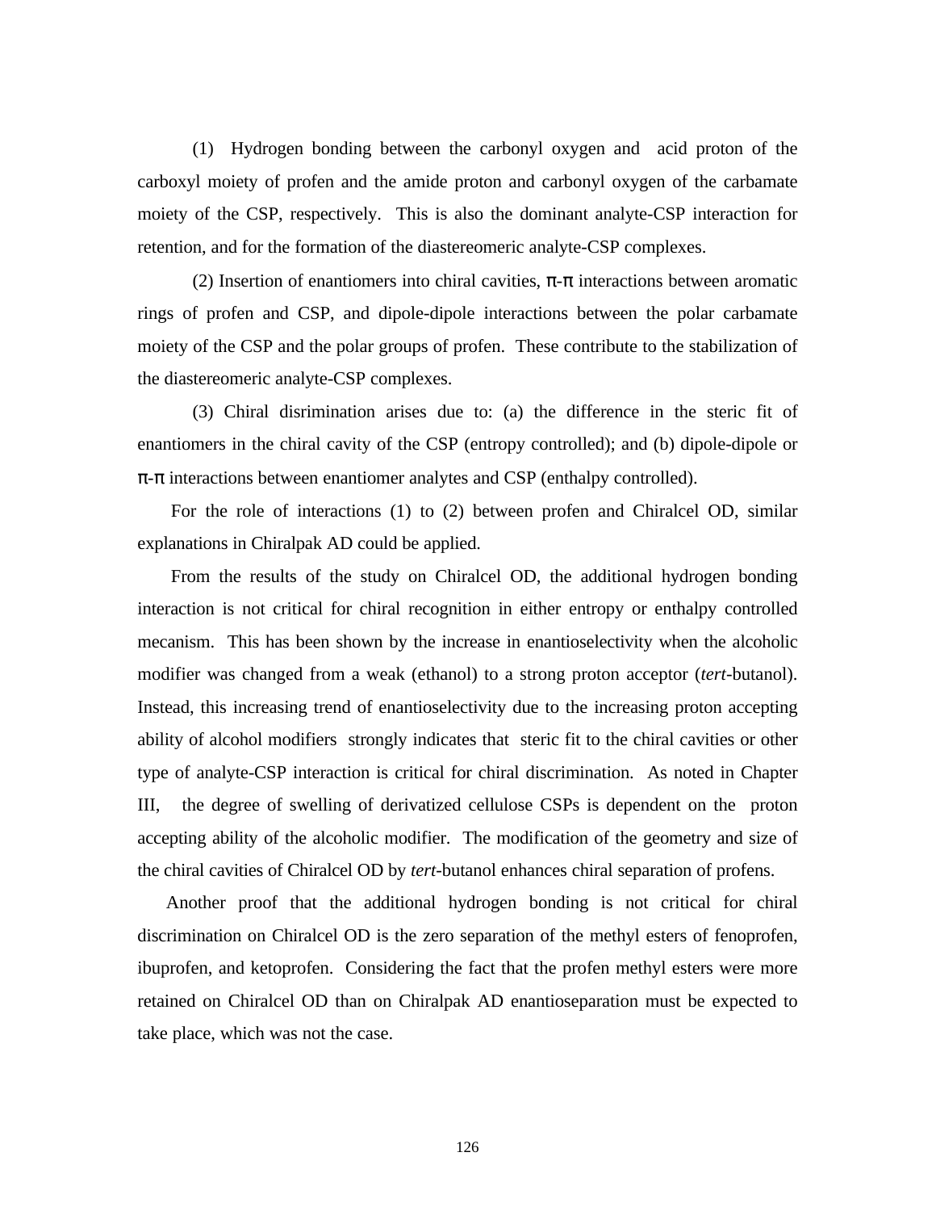(1) Hydrogen bonding between the carbonyl oxygen and acid proton of the carboxyl moiety of profen and the amide proton and carbonyl oxygen of the carbamate moiety of the CSP, respectively. This is also the dominant analyte-CSP interaction for retention, and for the formation of the diastereomeric analyte-CSP complexes.

(2) Insertion of enantiomers into chiral cavities, π-π interactions between aromatic rings of profen and CSP, and dipole-dipole interactions between the polar carbamate moiety of the CSP and the polar groups of profen. These contribute to the stabilization of the diastereomeric analyte-CSP complexes.

(3) Chiral disrimination arises due to: (a) the difference in the steric fit of enantiomers in the chiral cavity of the CSP (entropy controlled); and (b) dipole-dipole or π-π interactions between enantiomer analytes and CSP (enthalpy controlled).

For the role of interactions (1) to (2) between profen and Chiralcel OD, similar explanations in Chiralpak AD could be applied.

From the results of the study on Chiralcel OD, the additional hydrogen bonding interaction is not critical for chiral recognition in either entropy or enthalpy controlled mecanism. This has been shown by the increase in enantioselectivity when the alcoholic modifier was changed from a weak (ethanol) to a strong proton acceptor (*tert*-butanol). Instead, this increasing trend of enantioselectivity due to the increasing proton accepting ability of alcohol modifiers strongly indicates that steric fit to the chiral cavities or other type of analyte-CSP interaction is critical for chiral discrimination. As noted in Chapter III, the degree of swelling of derivatized cellulose CSPs is dependent on the proton accepting ability of the alcoholic modifier. The modification of the geometry and size of the chiral cavities of Chiralcel OD by *tert*-butanol enhances chiral separation of profens.

Another proof that the additional hydrogen bonding is not critical for chiral discrimination on Chiralcel OD is the zero separation of the methyl esters of fenoprofen, ibuprofen, and ketoprofen. Considering the fact that the profen methyl esters were more retained on Chiralcel OD than on Chiralpak AD enantioseparation must be expected to take place, which was not the case.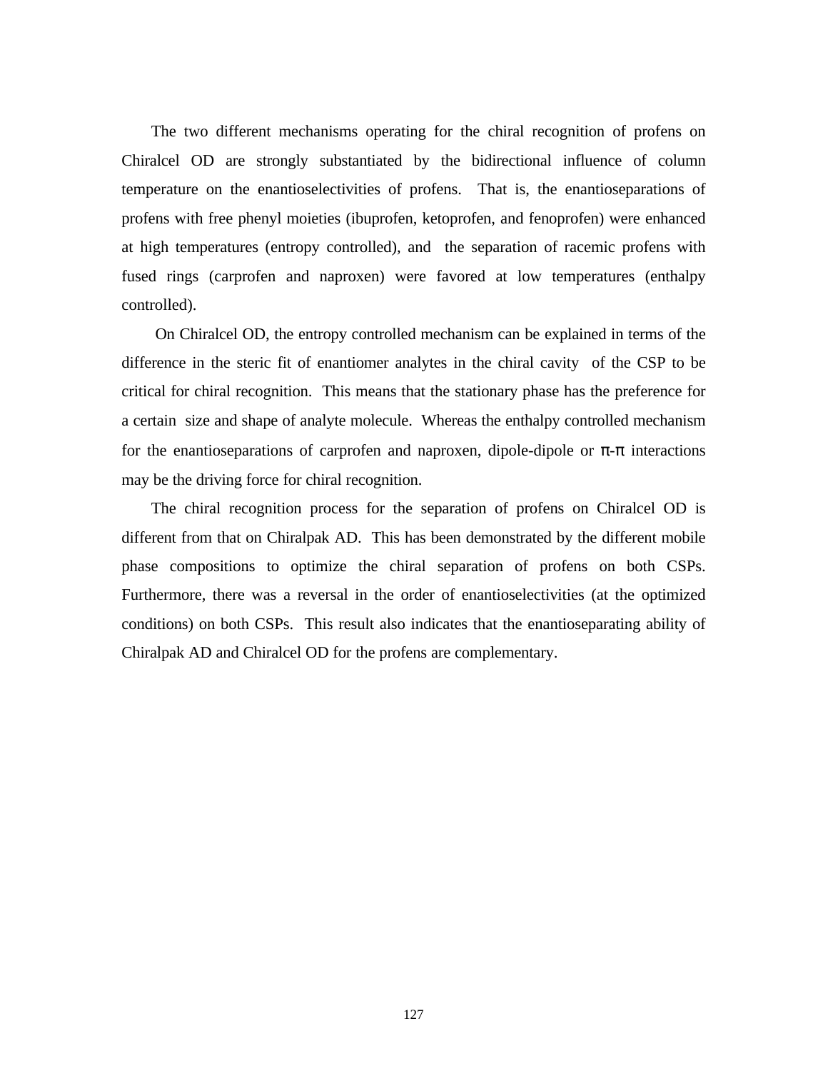The two different mechanisms operating for the chiral recognition of profens on Chiralcel OD are strongly substantiated by the bidirectional influence of column temperature on the enantioselectivities of profens. That is, the enantioseparations of profens with free phenyl moieties (ibuprofen, ketoprofen, and fenoprofen) were enhanced at high temperatures (entropy controlled), and the separation of racemic profens with fused rings (carprofen and naproxen) were favored at low temperatures (enthalpy controlled).

On Chiralcel OD, the entropy controlled mechanism can be explained in terms of the difference in the steric fit of enantiomer analytes in the chiral cavity of the CSP to be critical for chiral recognition. This means that the stationary phase has the preference for a certain size and shape of analyte molecule. Whereas the enthalpy controlled mechanism for the enantioseparations of carprofen and naproxen, dipole-dipole or π-π interactions may be the driving force for chiral recognition.

The chiral recognition process for the separation of profens on Chiralcel OD is different from that on Chiralpak AD. This has been demonstrated by the different mobile phase compositions to optimize the chiral separation of profens on both CSPs. Furthermore, there was a reversal in the order of enantioselectivities (at the optimized conditions) on both CSPs. This result also indicates that the enantioseparating ability of Chiralpak AD and Chiralcel OD for the profens are complementary.